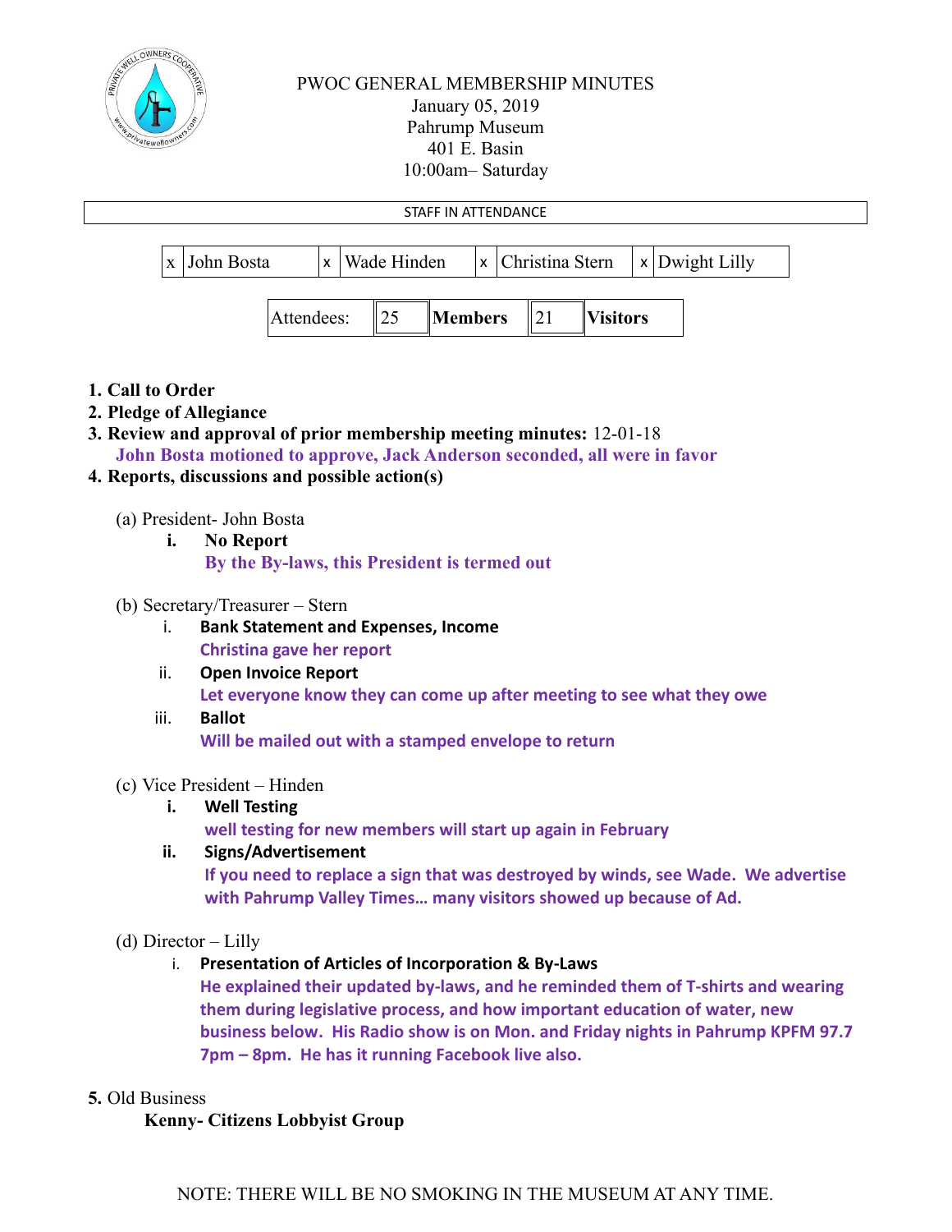# PWOC GENERAL MEMBERSHIP MINUTES

January 05, 2019
Pahrump Museum
401 E. Basin
10:00am– Saturday

STAFF IN ATTENDANCE

| x | John Bosta | x | Wade Hinden | x | Christina Stern | x | Dwight Lilly |
|---|---|---|---|---|---|---|---|

| Attendees: | 25 | **Members** | 21 | **Visitors** |
|---|---|---|---|---|

1. **Call to Order**
2. **Pledge of Allegiance**
3. **Review and approval of prior membership meeting minutes:** 12-01-18
   **John Bosta motioned to approve, Jack Anderson seconded, all were in favor**
4. **Reports, discussions and possible action(s)**

   (a) President- John Bosta
      i. **No Report**
         **By the By-laws, this President is termed out**

   (b) Secretary/Treasurer – Stern
      i. **Bank Statement and Expenses, Income**
         **Christina gave her report**
      ii. **Open Invoice Report**
         **Let everyone know they can come up after meeting to see what they owe**
      iii. **Ballot**
         **Will be mailed out with a stamped envelope to return**

   (c) Vice President – Hinden
      i. **Well Testing**
         **well testing for new members will start up again in February**
      ii. **Signs/Advertisement**
         **If you need to replace a sign that was destroyed by winds, see Wade. We advertise with Pahrump Valley Times… many visitors showed up because of Ad.**

   (d) Director – Lilly
      i. **Presentation of Articles of Incorporation & By-Laws**
         **He explained their updated by-laws, and he reminded them of T-shirts and wearing them during legislative process, and how important education of water, new business below. His Radio show is on Mon. and Friday nights in Pahrump KPFM 97.7 7pm – 8pm. He has it running Facebook live also.**

5. Old Business
   **Kenny- Citizens Lobbyist Group**

NOTE: THERE WILL BE NO SMOKING IN THE MUSEUM AT ANY TIME.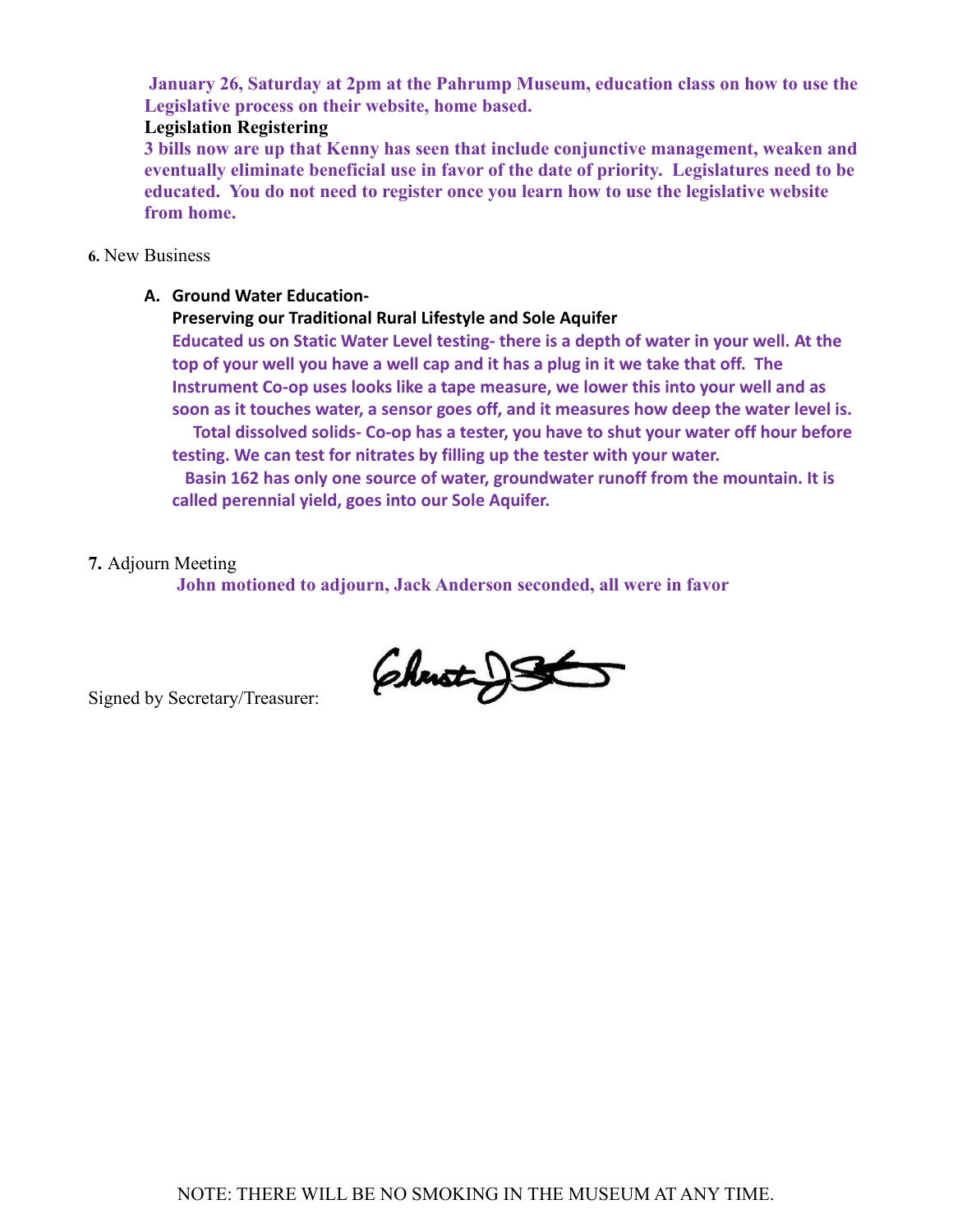**January 26, Saturday at 2pm at the Pahrump Museum, education class on how to use the Legislative process on their website, home based.**

**Legislation Registering**

**3 bills now are up that Kenny has seen that include conjunctive management, weaken and eventually eliminate beneficial use in favor of the date of priority. Legislatures need to be educated. You do not need to register once you learn how to use the legislative website from home.**

**6.** New Business

**A. Ground Water Education-**

**Preserving our Traditional Rural Lifestyle and Sole Aquifer**

**Educated us on Static Water Level testing- there is a depth of water in your well. At the top of your well you have a well cap and it has a plug in it we take that off. The Instrument Co-op uses looks like a tape measure, we lower this into your well and as soon as it touches water, a sensor goes off, and it measures how deep the water level is.**

**Total dissolved solids- Co-op has a tester, you have to shut your water off hour before testing. We can test for nitrates by filling up the tester with your water.**

**Basin 162 has only one source of water, groundwater runoff from the mountain. It is called perennial yield, goes into our Sole Aquifer.**

**7.** Adjourn Meeting

**John motioned to adjourn, Jack Anderson seconded, all were in favor**

Signed by Secretary/Treasurer:

NOTE: THERE WILL BE NO SMOKING IN THE MUSEUM AT ANY TIME.